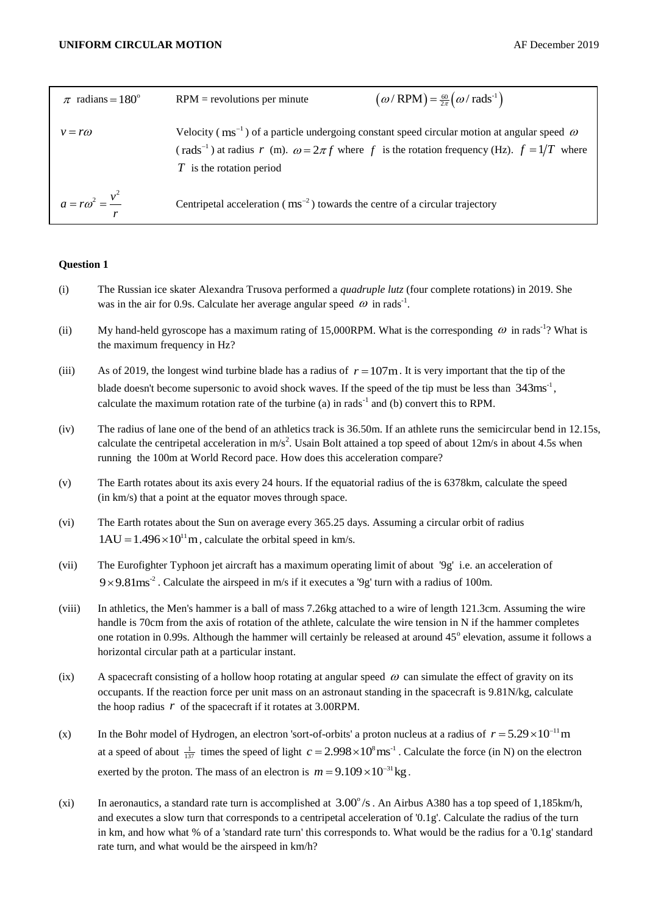| | | |
|---|---|---|
| $\pi$ radians $= 180^{\circ}$ | RPM = revolutions per minute | $(\omega / \text{RPM}) = \frac{60}{2\pi}(\omega / \text{rads}^{-1})$ |
| $v = r\omega$ | Velocity ( $\text{ms}^{-1}$ ) of a particle undergoing constant speed circular motion at angular speed $\omega$ ( $\text{rads}^{-1}$ ) at radius $r$ (m). $\omega = 2\pi f$ where $f$ is the rotation frequency (Hz). $f = 1/T$ where $T$ is the rotation period | |
| $a = r\omega^2 = \dfrac{v^2}{r}$ | Centripetal acceleration ( $\text{ms}^{-2}$ ) towards the centre of a circular trajectory | |

**Question 1**

(i) The Russian ice skater Alexandra Trusova performed a *quadruple lutz* (four complete rotations) in 2019. She was in the air for 0.9s. Calculate her average angular speed $\omega$ in rads$^{-1}$.

(ii) My hand-held gyroscope has a maximum rating of 15,000RPM. What is the corresponding $\omega$ in rads$^{-1}$? What is the maximum frequency in Hz?

(iii) As of 2019, the longest wind turbine blade has a radius of $r = 107\text{m}$. It is very important that the tip of the blade doesn't become supersonic to avoid shock waves. If the speed of the tip must be less than $343\text{ms}^{-1}$, calculate the maximum rotation rate of the turbine (a) in rads$^{-1}$ and (b) convert this to RPM.

(iv) The radius of lane one of the bend of an athletics track is 36.50m. If an athlete runs the semicircular bend in 12.15s, calculate the centripetal acceleration in m/s$^2$. Usain Bolt attained a top speed of about 12m/s in about 4.5s when running the 100m at World Record pace. How does this acceleration compare?

(v) The Earth rotates about its axis every 24 hours. If the equatorial radius of the is 6378km, calculate the speed (in km/s) that a point at the equator moves through space.

(vi) The Earth rotates about the Sun on average every 365.25 days. Assuming a circular orbit of radius $1\text{AU} = 1.496 \times 10^{11}\text{m}$, calculate the orbital speed in km/s.

(vii) The Eurofighter Typhoon jet aircraft has a maximum operating limit of about '9g' i.e. an acceleration of $9 \times 9.81\text{ms}^{-2}$. Calculate the airspeed in m/s if it executes a '9g' turn with a radius of 100m.

(viii) In athletics, the Men's hammer is a ball of mass 7.26kg attached to a wire of length 121.3cm. Assuming the wire handle is 70cm from the axis of rotation of the athlete, calculate the wire tension in N if the hammer completes one rotation in 0.99s. Although the hammer will certainly be released at around 45$^{\circ}$ elevation, assume it follows a horizontal circular path at a particular instant.

(ix) A spacecraft consisting of a hollow hoop rotating at angular speed $\omega$ can simulate the effect of gravity on its occupants. If the reaction force per unit mass on an astronaut standing in the spacecraft is 9.81N/kg, calculate the hoop radius $r$ of the spacecraft if it rotates at 3.00RPM.

(x) In the Bohr model of Hydrogen, an electron 'sort-of-orbits' a proton nucleus at a radius of $r = 5.29 \times 10^{-11}\text{m}$ at a speed of about $\frac{1}{137}$ times the speed of light $c = 2.998 \times 10^{8}\text{ms}^{-1}$. Calculate the force (in N) on the electron exerted by the proton. The mass of an electron is $m = 9.109 \times 10^{-31}\text{kg}$.

(xi) In aeronautics, a standard rate turn is accomplished at $3.00^{\circ}/\text{s}$. An Airbus A380 has a top speed of 1,185km/h, and executes a slow turn that corresponds to a centripetal acceleration of '0.1g'. Calculate the radius of the turn in km, and how what % of a 'standard rate turn' this corresponds to. What would be the radius for a '0.1g' standard rate turn, and what would be the airspeed in km/h?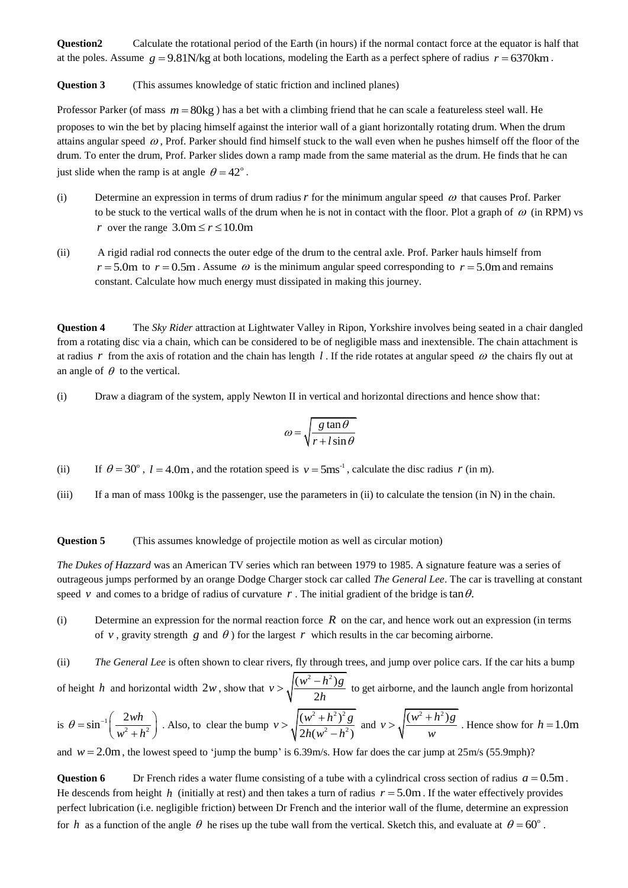**Question2** Calculate the rotational period of the Earth (in hours) if the normal contact force at the equator is half that at the poles. Assume $g = 9.81\text{N/kg}$ at both locations, modeling the Earth as a perfect sphere of radius $r = 6370\text{km}$.

**Question 3** (This assumes knowledge of static friction and inclined planes)

Professor Parker (of mass $m = 80\text{kg}$) has a bet with a climbing friend that he can scale a featureless steel wall. He proposes to win the bet by placing himself against the interior wall of a giant horizontally rotating drum. When the drum attains angular speed $\omega$, Prof. Parker should find himself stuck to the wall even when he pushes himself off the floor of the drum. To enter the drum, Prof. Parker slides down a ramp made from the same material as the drum. He finds that he can just slide when the ramp is at angle $\theta = 42^\circ$.

(i) Determine an expression in terms of drum radius $r$ for the minimum angular speed $\omega$ that causes Prof. Parker to be stuck to the vertical walls of the drum when he is not in contact with the floor. Plot a graph of $\omega$ (in RPM) vs $r$ over the range $3.0\text{m} \le r \le 10.0\text{m}$

(ii) A rigid radial rod connects the outer edge of the drum to the central axle. Prof. Parker hauls himself from $r = 5.0\text{m}$ to $r = 0.5\text{m}$. Assume $\omega$ is the minimum angular speed corresponding to $r = 5.0\text{m}$ and remains constant. Calculate how much energy must dissipated in making this journey.

**Question 4** The *Sky Rider* attraction at Lightwater Valley in Ripon, Yorkshire involves being seated in a chair dangled from a rotating disc via a chain, which can be considered to be of negligible mass and inextensible. The chain attachment is at radius $r$ from the axis of rotation and the chain has length $l$. If the ride rotates at angular speed $\omega$ the chairs fly out at an angle of $\theta$ to the vertical.

(i) Draw a diagram of the system, apply Newton II in vertical and horizontal directions and hence show that:

$$\omega = \sqrt{\frac{g \tan\theta}{r + l\sin\theta}}$$

(ii) If $\theta = 30^\circ$, $l = 4.0\text{m}$, and the rotation speed is $v = 5\text{ms}^{-1}$, calculate the disc radius $r$ (in m).

(iii) If a man of mass 100kg is the passenger, use the parameters in (ii) to calculate the tension (in N) in the chain.

**Question 5** (This assumes knowledge of projectile motion as well as circular motion)

*The Dukes of Hazzard* was an American TV series which ran between 1979 to 1985. A signature feature was a series of outrageous jumps performed by an orange Dodge Charger stock car called *The General Lee*. The car is travelling at constant speed $v$ and comes to a bridge of radius of curvature $r$. The initial gradient of the bridge is $\tan\theta$.

(i) Determine an expression for the normal reaction force $R$ on the car, and hence work out an expression (in terms of $v$, gravity strength $g$ and $\theta$) for the largest $r$ which results in the car becoming airborne.

(ii) *The General Lee* is often shown to clear rivers, fly through trees, and jump over police cars. If the car hits a bump of height $h$ and horizontal width $2w$, show that $v > \sqrt{\frac{(w^2 - h^2)g}{2h}}$ to get airborne, and the launch angle from horizontal is $\theta = \sin^{-1}\left(\frac{2wh}{w^2 + h^2}\right)$. Also, to clear the bump $v > \sqrt{\frac{(w^2 + h^2)^2 g}{2h(w^2 - h^2)}}$ and $v > \sqrt{\frac{(w^2 + h^2)g}{w}}$. Hence show for $h = 1.0\text{m}$ and $w = 2.0\text{m}$, the lowest speed to 'jump the bump' is 6.39m/s. How far does the car jump at 25m/s (55.9mph)?

**Question 6** Dr French rides a water flume consisting of a tube with a cylindrical cross section of radius $a = 0.5\text{m}$. He descends from height $h$ (initially at rest) and then takes a turn of radius $r = 5.0\text{m}$. If the water effectively provides perfect lubrication (i.e. negligible friction) between Dr French and the interior wall of the flume, determine an expression for $h$ as a function of the angle $\theta$ he rises up the tube wall from the vertical. Sketch this, and evaluate at $\theta = 60^\circ$.